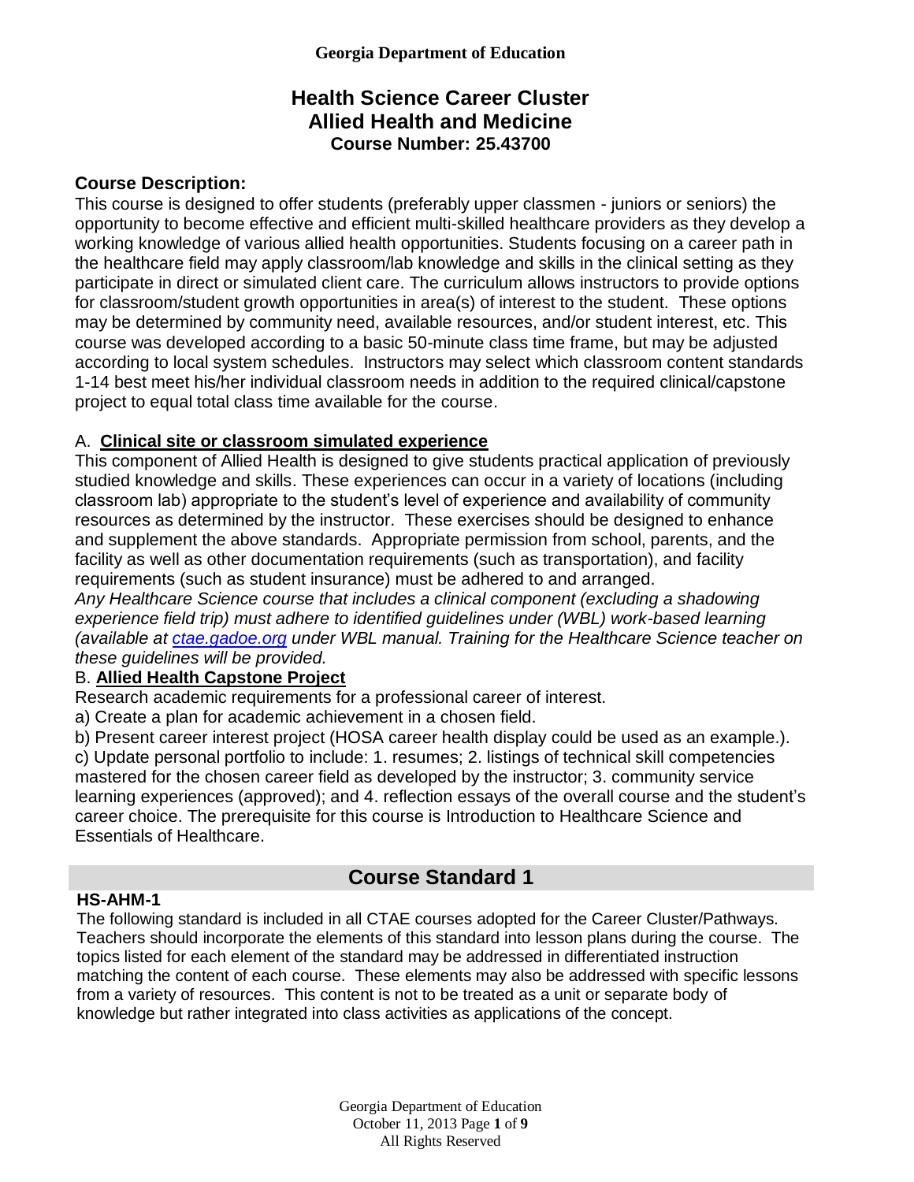**Georgia Department of Education**

# Health Science Career Cluster
# Allied Health and Medicine
## Course Number: 25.43700

### Course Description:

This course is designed to offer students (preferably upper classmen - juniors or seniors) the opportunity to become effective and efficient multi-skilled healthcare providers as they develop a working knowledge of various allied health opportunities. Students focusing on a career path in the healthcare field may apply classroom/lab knowledge and skills in the clinical setting as they participate in direct or simulated client care. The curriculum allows instructors to provide options for classroom/student growth opportunities in area(s) of interest to the student. These options may be determined by community need, available resources, and/or student interest, etc. This course was developed according to a basic 50-minute class time frame, but may be adjusted according to local system schedules. Instructors may select which classroom content standards 1-14 best meet his/her individual classroom needs in addition to the required clinical/capstone project to equal total class time available for the course.

A. **Clinical site or classroom simulated experience**

This component of Allied Health is designed to give students practical application of previously studied knowledge and skills. These experiences can occur in a variety of locations (including classroom lab) appropriate to the student's level of experience and availability of community resources as determined by the instructor. These exercises should be designed to enhance and supplement the above standards. Appropriate permission from school, parents, and the facility as well as other documentation requirements (such as transportation), and facility requirements (such as student insurance) must be adhered to and arranged.

*Any Healthcare Science course that includes a clinical component (excluding a shadowing experience field trip) must adhere to identified guidelines under (WBL) work-based learning (available at [ctae.gadoe.org](ctae.gadoe.org) under WBL manual. Training for the Healthcare Science teacher on these guidelines will be provided.*

B. **Allied Health Capstone Project**

Research academic requirements for a professional career of interest.

a) Create a plan for academic achievement in a chosen field.

b) Present career interest project (HOSA career health display could be used as an example.).

c) Update personal portfolio to include: 1. resumes; 2. listings of technical skill competencies mastered for the chosen career field as developed by the instructor; 3. community service learning experiences (approved); and 4. reflection essays of the overall course and the student's career choice. The prerequisite for this course is Introduction to Healthcare Science and Essentials of Healthcare.

## Course Standard 1

**HS-AHM-1**

The following standard is included in all CTAE courses adopted for the Career Cluster/Pathways. Teachers should incorporate the elements of this standard into lesson plans during the course. The topics listed for each element of the standard may be addressed in differentiated instruction matching the content of each course. These elements may also be addressed with specific lessons from a variety of resources. This content is not to be treated as a unit or separate body of knowledge but rather integrated into class activities as applications of the concept.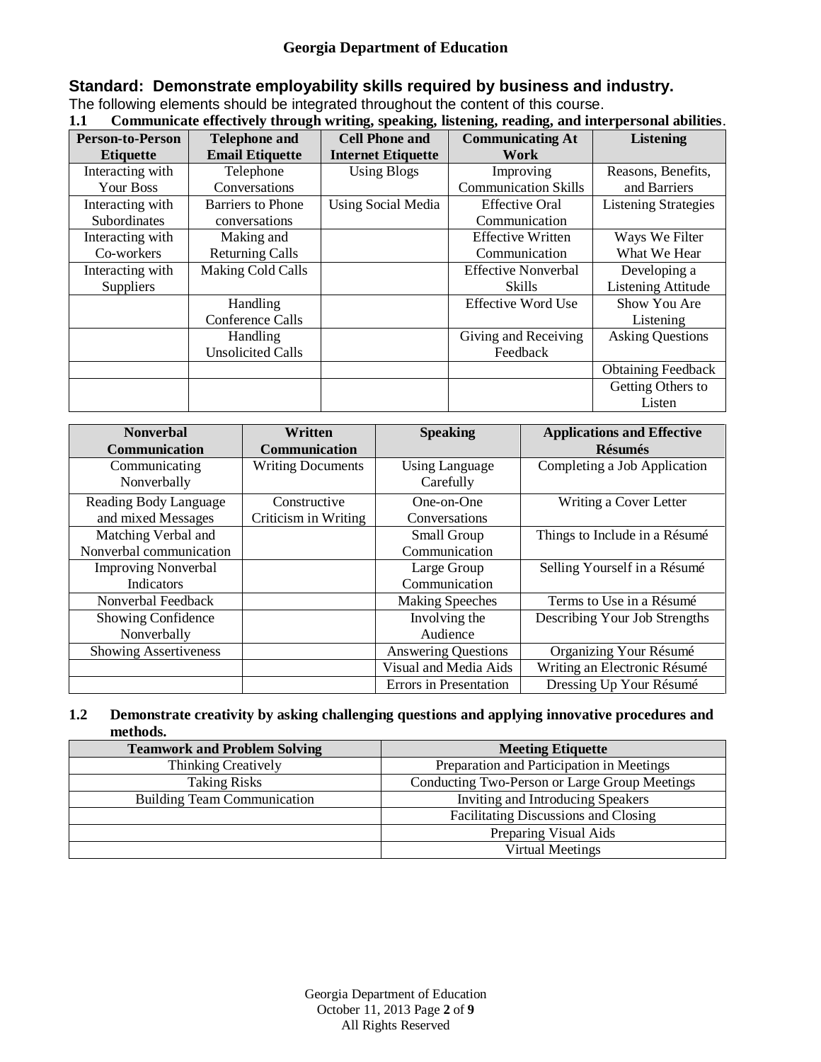## Standard: Demonstrate employability skills required by business and industry.

The following elements should be integrated throughout the content of this course.

**1.1 Communicate effectively through writing, speaking, listening, reading, and interpersonal abilities**.

| Person-to-Person Etiquette | Telephone and Email Etiquette | Cell Phone and Internet Etiquette | Communicating At Work | Listening |
|---|---|---|---|---|
| Interacting with Your Boss | Telephone Conversations | Using Blogs | Improving Communication Skills | Reasons, Benefits, and Barriers |
| Interacting with Subordinates | Barriers to Phone conversations | Using Social Media | Effective Oral Communication | Listening Strategies |
| Interacting with Co-workers | Making and Returning Calls | | Effective Written Communication | Ways We Filter What We Hear |
| Interacting with Suppliers | Making Cold Calls | | Effective Nonverbal Skills | Developing a Listening Attitude |
| | Handling Conference Calls | | Effective Word Use | Show You Are Listening |
| | Handling Unsolicited Calls | | Giving and Receiving Feedback | Asking Questions |
| | | | | Obtaining Feedback |
| | | | | Getting Others to Listen |

| Nonverbal Communication | Written Communication | Speaking | Applications and Effective Résumés |
|---|---|---|---|
| Communicating Nonverbally | Writing Documents | Using Language Carefully | Completing a Job Application |
| Reading Body Language and mixed Messages | Constructive Criticism in Writing | One-on-One Conversations | Writing a Cover Letter |
| Matching Verbal and Nonverbal communication | | Small Group Communication | Things to Include in a Résumé |
| Improving Nonverbal Indicators | | Large Group Communication | Selling Yourself in a Résumé |
| Nonverbal Feedback | | Making Speeches | Terms to Use in a Résumé |
| Showing Confidence Nonverbally | | Involving the Audience | Describing Your Job Strengths |
| Showing Assertiveness | | Answering Questions | Organizing Your Résumé |
| | | Visual and Media Aids | Writing an Electronic Résumé |
| | | Errors in Presentation | Dressing Up Your Résumé |

**1.2 Demonstrate creativity by asking challenging questions and applying innovative procedures and methods.**

| Teamwork and Problem Solving | Meeting Etiquette |
|---|---|
| Thinking Creatively | Preparation and Participation in Meetings |
| Taking Risks | Conducting Two-Person or Large Group Meetings |
| Building Team Communication | Inviting and Introducing Speakers |
| | Facilitating Discussions and Closing |
| | Preparing Visual Aids |
| | Virtual Meetings |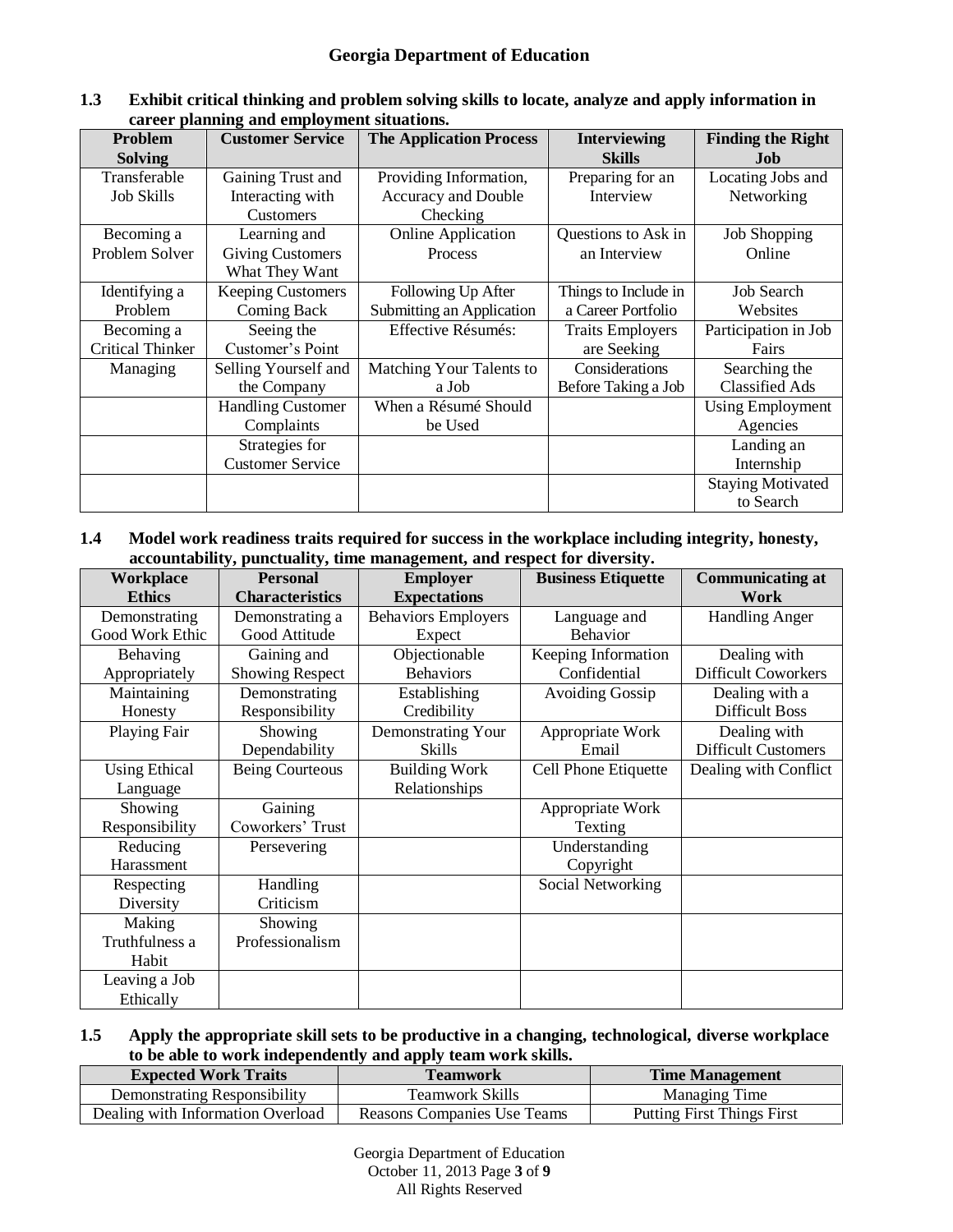**1.3 Exhibit critical thinking and problem solving skills to locate, analyze and apply information in career planning and employment situations.**

| Problem Solving | Customer Service | The Application Process | Interviewing Skills | Finding the Right Job |
|---|---|---|---|---|
| Transferable Job Skills | Gaining Trust and Interacting with Customers | Providing Information, Accuracy and Double Checking | Preparing for an Interview | Locating Jobs and Networking |
| Becoming a Problem Solver | Learning and Giving Customers What They Want | Online Application Process | Questions to Ask in an Interview | Job Shopping Online |
| Identifying a Problem | Keeping Customers Coming Back | Following Up After Submitting an Application | Things to Include in a Career Portfolio | Job Search Websites |
| Becoming a Critical Thinker | Seeing the Customer's Point | Effective Résumés: | Traits Employers are Seeking | Participation in Job Fairs |
| Managing | Selling Yourself and the Company | Matching Your Talents to a Job | Considerations Before Taking a Job | Searching the Classified Ads |
| | Handling Customer Complaints | When a Résumé Should be Used | | Using Employment Agencies |
| | Strategies for Customer Service | | | Landing an Internship |
| | | | | Staying Motivated to Search |

**1.4 Model work readiness traits required for success in the workplace including integrity, honesty, accountability, punctuality, time management, and respect for diversity.**

| Workplace Ethics | Personal Characteristics | Employer Expectations | Business Etiquette | Communicating at Work |
|---|---|---|---|---|
| Demonstrating Good Work Ethic | Demonstrating a Good Attitude | Behaviors Employers Expect | Language and Behavior | Handling Anger |
| Behaving Appropriately | Gaining and Showing Respect | Objectionable Behaviors | Keeping Information Confidential | Dealing with Difficult Coworkers |
| Maintaining Honesty | Demonstrating Responsibility | Establishing Credibility | Avoiding Gossip | Dealing with a Difficult Boss |
| Playing Fair | Showing Dependability | Demonstrating Your Skills | Appropriate Work Email | Dealing with Difficult Customers |
| Using Ethical Language | Being Courteous | Building Work Relationships | Cell Phone Etiquette | Dealing with Conflict |
| Showing Responsibility | Gaining Coworkers' Trust | | Appropriate Work Texting | |
| Reducing Harassment | Persevering | | Understanding Copyright | |
| Respecting Diversity | Handling Criticism | | Social Networking | |
| Making Truthfulness a Habit | Showing Professionalism | | | |
| Leaving a Job Ethically | | | | |

**1.5 Apply the appropriate skill sets to be productive in a changing, technological, diverse workplace to be able to work independently and apply team work skills.**

| Expected Work Traits | Teamwork | Time Management |
|---|---|---|
| Demonstrating Responsibility | Teamwork Skills | Managing Time |
| Dealing with Information Overload | Reasons Companies Use Teams | Putting First Things First |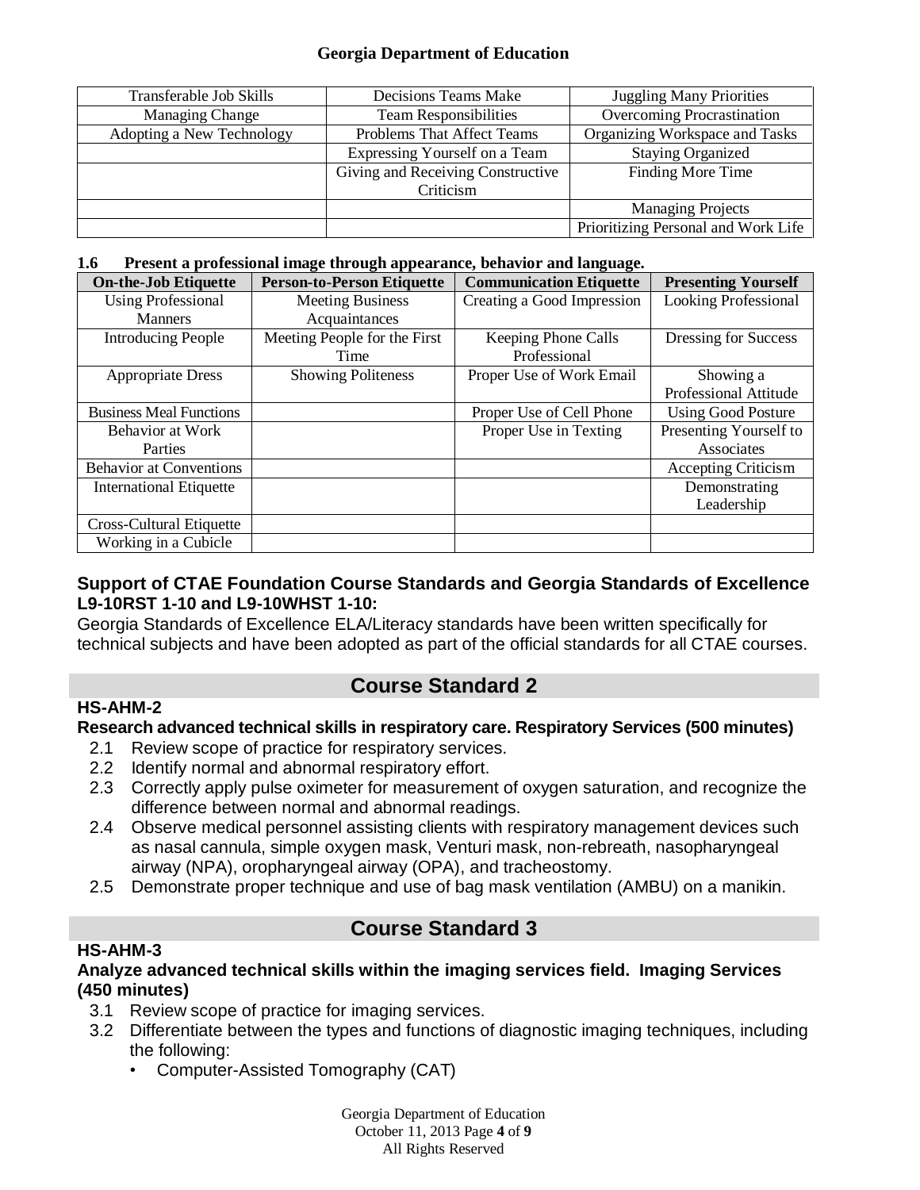| Transferable Job Skills | Decisions Teams Make | Juggling Many Priorities |
|---|---|---|
| Managing Change | Team Responsibilities | Overcoming Procrastination |
| Adopting a New Technology | Problems That Affect Teams | Organizing Workspace and Tasks |
| | Expressing Yourself on a Team | Staying Organized |
| | Giving and Receiving Constructive Criticism | Finding More Time |
| | | Managing Projects |
| | | Prioritizing Personal and Work Life |

**1.6 Present a professional image through appearance, behavior and language.**

| On-the-Job Etiquette | Person-to-Person Etiquette | Communication Etiquette | Presenting Yourself |
|---|---|---|---|
| Using Professional Manners | Meeting Business Acquaintances | Creating a Good Impression | Looking Professional |
| Introducing People | Meeting People for the First Time | Keeping Phone Calls Professional | Dressing for Success |
| Appropriate Dress | Showing Politeness | Proper Use of Work Email | Showing a Professional Attitude |
| Business Meal Functions | | Proper Use of Cell Phone | Using Good Posture |
| Behavior at Work Parties | | Proper Use in Texting | Presenting Yourself to Associates |
| Behavior at Conventions | | | Accepting Criticism |
| International Etiquette | | | Demonstrating Leadership |
| Cross-Cultural Etiquette | | | |
| Working in a Cubicle | | | |

**Support of CTAE Foundation Course Standards and Georgia Standards of Excellence L9-10RST 1-10 and L9-10WHST 1-10:**

Georgia Standards of Excellence ELA/Literacy standards have been written specifically for technical subjects and have been adopted as part of the official standards for all CTAE courses.

## Course Standard 2

**HS-AHM-2**

**Research advanced technical skills in respiratory care. Respiratory Services (500 minutes)**

2.1 Review scope of practice for respiratory services.
2.2 Identify normal and abnormal respiratory effort.
2.3 Correctly apply pulse oximeter for measurement of oxygen saturation, and recognize the difference between normal and abnormal readings.
2.4 Observe medical personnel assisting clients with respiratory management devices such as nasal cannula, simple oxygen mask, Venturi mask, non-rebreath, nasopharyngeal airway (NPA), oropharyngeal airway (OPA), and tracheostomy.
2.5 Demonstrate proper technique and use of bag mask ventilation (AMBU) on a manikin.

## Course Standard 3

**HS-AHM-3**

**Analyze advanced technical skills within the imaging services field. Imaging Services (450 minutes)**

3.1 Review scope of practice for imaging services.
3.2 Differentiate between the types and functions of diagnostic imaging techniques, including the following:
- Computer-Assisted Tomography (CAT)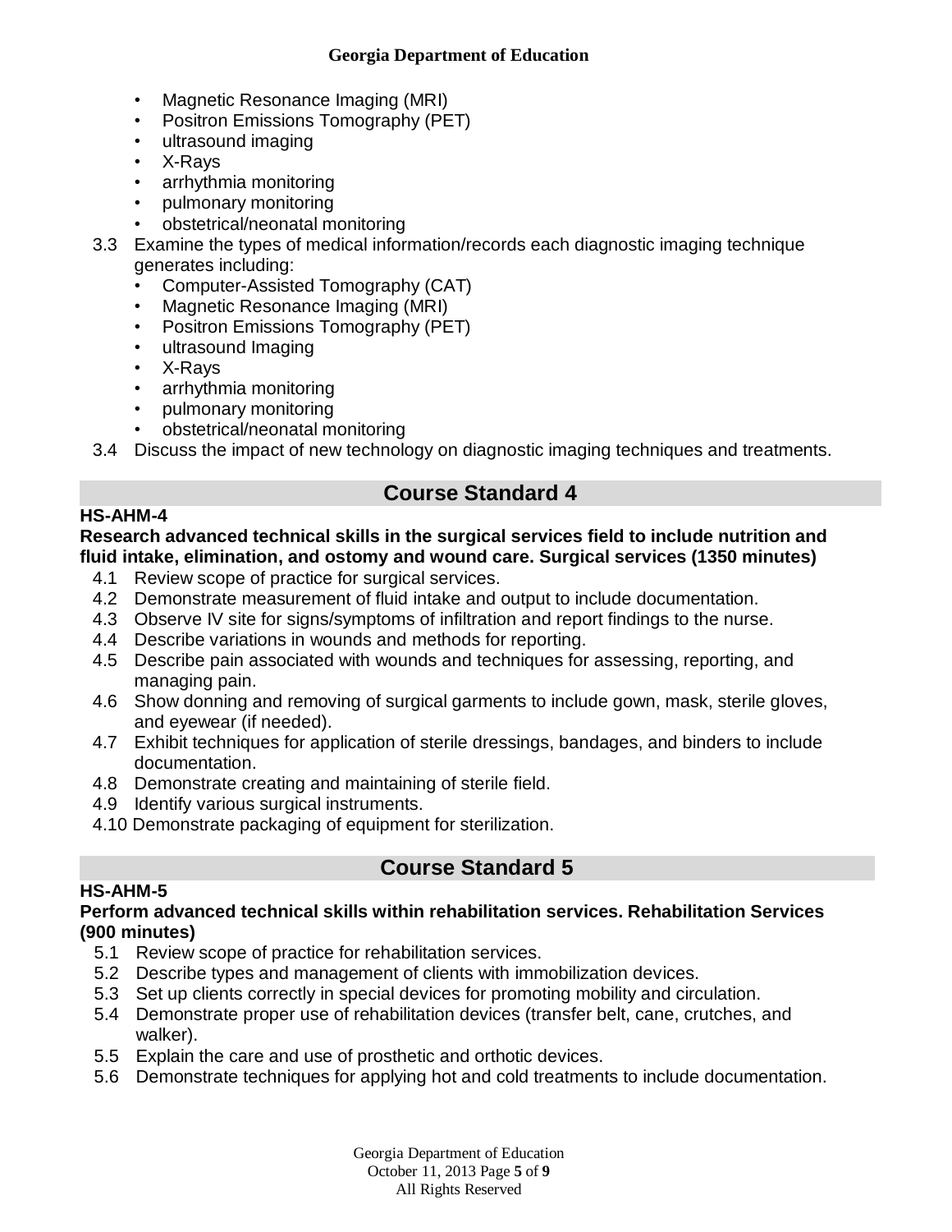- Magnetic Resonance Imaging (MRI)
- Positron Emissions Tomography (PET)
- ultrasound imaging
- X-Rays
- arrhythmia monitoring
- pulmonary monitoring
- obstetrical/neonatal monitoring

3.3 Examine the types of medical information/records each diagnostic imaging technique generates including:

- Computer-Assisted Tomography (CAT)
- Magnetic Resonance Imaging (MRI)
- Positron Emissions Tomography (PET)
- ultrasound Imaging
- X-Rays
- arrhythmia monitoring
- pulmonary monitoring
- obstetrical/neonatal monitoring

3.4 Discuss the impact of new technology on diagnostic imaging techniques and treatments.

## Course Standard 4

**HS-AHM-4**

**Research advanced technical skills in the surgical services field to include nutrition and fluid intake, elimination, and ostomy and wound care. Surgical services (1350 minutes)**

4.1 Review scope of practice for surgical services.
4.2 Demonstrate measurement of fluid intake and output to include documentation.
4.3 Observe IV site for signs/symptoms of infiltration and report findings to the nurse.
4.4 Describe variations in wounds and methods for reporting.
4.5 Describe pain associated with wounds and techniques for assessing, reporting, and managing pain.
4.6 Show donning and removing of surgical garments to include gown, mask, sterile gloves, and eyewear (if needed).
4.7 Exhibit techniques for application of sterile dressings, bandages, and binders to include documentation.
4.8 Demonstrate creating and maintaining of sterile field.
4.9 Identify various surgical instruments.
4.10 Demonstrate packaging of equipment for sterilization.

## Course Standard 5

**HS-AHM-5**

**Perform advanced technical skills within rehabilitation services. Rehabilitation Services (900 minutes)**

5.1 Review scope of practice for rehabilitation services.
5.2 Describe types and management of clients with immobilization devices.
5.3 Set up clients correctly in special devices for promoting mobility and circulation.
5.4 Demonstrate proper use of rehabilitation devices (transfer belt, cane, crutches, and walker).
5.5 Explain the care and use of prosthetic and orthotic devices.
5.6 Demonstrate techniques for applying hot and cold treatments to include documentation.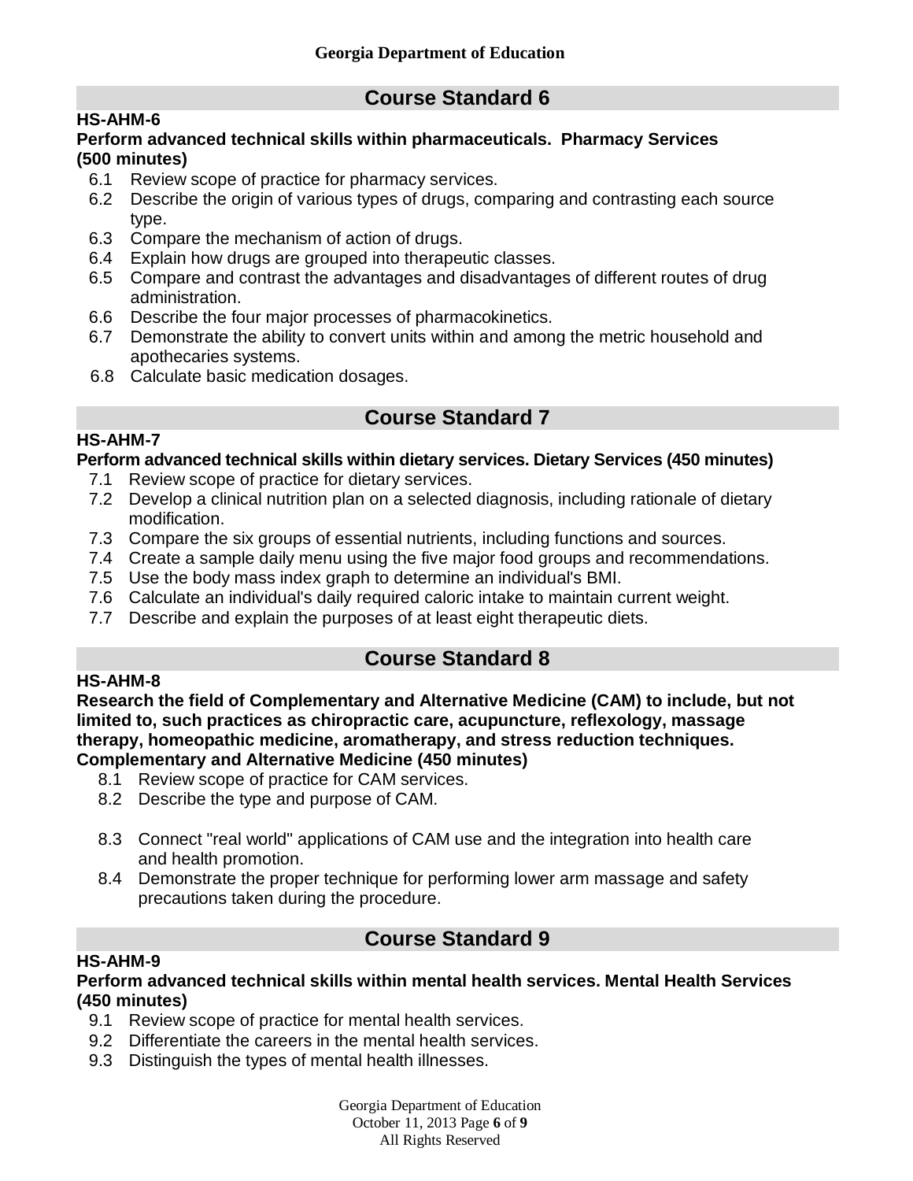## Course Standard 6

**HS-AHM-6**

**Perform advanced technical skills within pharmaceuticals. Pharmacy Services (500 minutes)**

6.1 Review scope of practice for pharmacy services.
6.2 Describe the origin of various types of drugs, comparing and contrasting each source type.
6.3 Compare the mechanism of action of drugs.
6.4 Explain how drugs are grouped into therapeutic classes.
6.5 Compare and contrast the advantages and disadvantages of different routes of drug administration.
6.6 Describe the four major processes of pharmacokinetics.
6.7 Demonstrate the ability to convert units within and among the metric household and apothecaries systems.
6.8 Calculate basic medication dosages.

## Course Standard 7

**HS-AHM-7**

**Perform advanced technical skills within dietary services. Dietary Services (450 minutes)**

7.1 Review scope of practice for dietary services.
7.2 Develop a clinical nutrition plan on a selected diagnosis, including rationale of dietary modification.
7.3 Compare the six groups of essential nutrients, including functions and sources.
7.4 Create a sample daily menu using the five major food groups and recommendations.
7.5 Use the body mass index graph to determine an individual's BMI.
7.6 Calculate an individual's daily required caloric intake to maintain current weight.
7.7 Describe and explain the purposes of at least eight therapeutic diets.

## Course Standard 8

**HS-AHM-8**

**Research the field of Complementary and Alternative Medicine (CAM) to include, but not limited to, such practices as chiropractic care, acupuncture, reflexology, massage therapy, homeopathic medicine, aromatherapy, and stress reduction techniques. Complementary and Alternative Medicine (450 minutes)**

8.1 Review scope of practice for CAM services.
8.2 Describe the type and purpose of CAM.
8.3 Connect "real world" applications of CAM use and the integration into health care and health promotion.
8.4 Demonstrate the proper technique for performing lower arm massage and safety precautions taken during the procedure.

## Course Standard 9

**HS-AHM-9**

**Perform advanced technical skills within mental health services. Mental Health Services (450 minutes)**

9.1 Review scope of practice for mental health services.
9.2 Differentiate the careers in the mental health services.
9.3 Distinguish the types of mental health illnesses.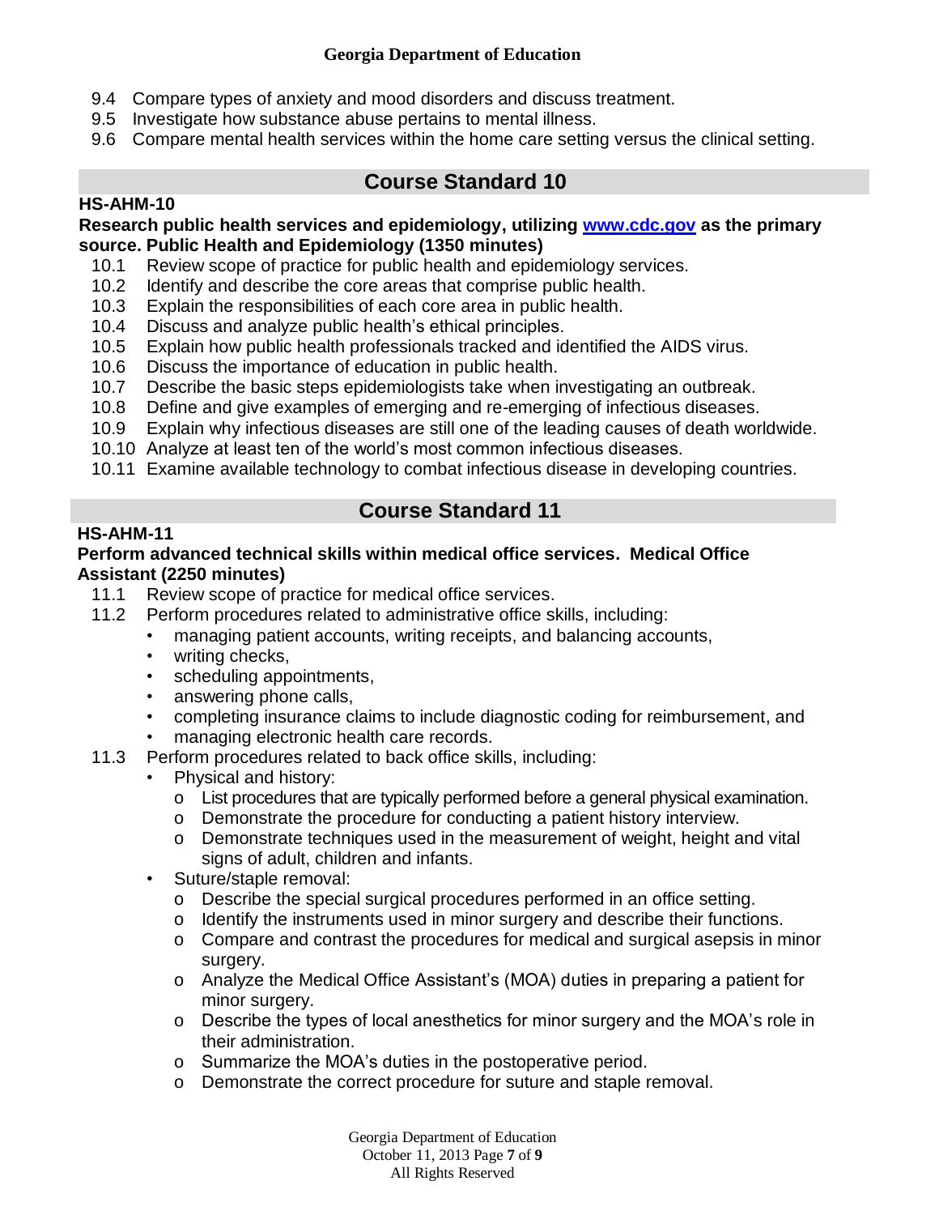9.4 Compare types of anxiety and mood disorders and discuss treatment.
9.5 Investigate how substance abuse pertains to mental illness.
9.6 Compare mental health services within the home care setting versus the clinical setting.

## Course Standard 10

**HS-AHM-10**

**Research public health services and epidemiology, utilizing [www.cdc.gov](http://www.cdc.gov) as the primary source. Public Health and Epidemiology (1350 minutes)**

10.1 Review scope of practice for public health and epidemiology services.
10.2 Identify and describe the core areas that comprise public health.
10.3 Explain the responsibilities of each core area in public health.
10.4 Discuss and analyze public health's ethical principles.
10.5 Explain how public health professionals tracked and identified the AIDS virus.
10.6 Discuss the importance of education in public health.
10.7 Describe the basic steps epidemiologists take when investigating an outbreak.
10.8 Define and give examples of emerging and re-emerging of infectious diseases.
10.9 Explain why infectious diseases are still one of the leading causes of death worldwide.
10.10 Analyze at least ten of the world's most common infectious diseases.
10.11 Examine available technology to combat infectious disease in developing countries.

## Course Standard 11

**HS-AHM-11**

**Perform advanced technical skills within medical office services. Medical Office Assistant (2250 minutes)**

11.1 Review scope of practice for medical office services.

11.2 Perform procedures related to administrative office skills, including:
- managing patient accounts, writing receipts, and balancing accounts,
- writing checks,
- scheduling appointments,
- answering phone calls,
- completing insurance claims to include diagnostic coding for reimbursement, and
- managing electronic health care records.

11.3 Perform procedures related to back office skills, including:
- Physical and history:
  - List procedures that are typically performed before a general physical examination.
  - Demonstrate the procedure for conducting a patient history interview.
  - Demonstrate techniques used in the measurement of weight, height and vital signs of adult, children and infants.
- Suture/staple removal:
  - Describe the special surgical procedures performed in an office setting.
  - Identify the instruments used in minor surgery and describe their functions.
  - Compare and contrast the procedures for medical and surgical asepsis in minor surgery.
  - Analyze the Medical Office Assistant's (MOA) duties in preparing a patient for minor surgery.
  - Describe the types of local anesthetics for minor surgery and the MOA's role in their administration.
  - Summarize the MOA's duties in the postoperative period.
  - Demonstrate the correct procedure for suture and staple removal.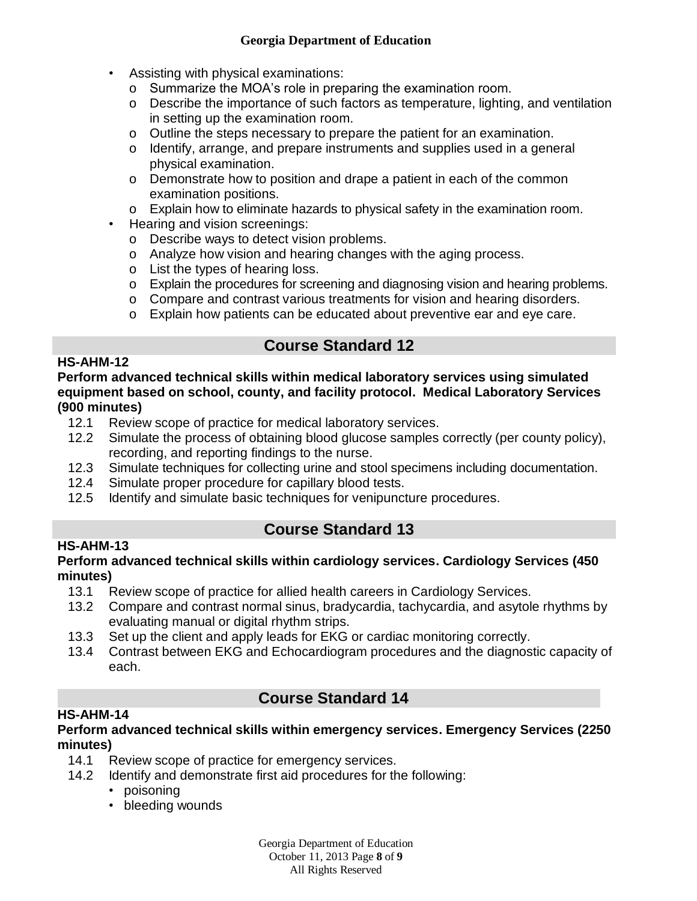- Assisting with physical examinations:
  - Summarize the MOA's role in preparing the examination room.
  - Describe the importance of such factors as temperature, lighting, and ventilation in setting up the examination room.
  - Outline the steps necessary to prepare the patient for an examination.
  - Identify, arrange, and prepare instruments and supplies used in a general physical examination.
  - Demonstrate how to position and drape a patient in each of the common examination positions.
  - Explain how to eliminate hazards to physical safety in the examination room.
- Hearing and vision screenings:
  - Describe ways to detect vision problems.
  - Analyze how vision and hearing changes with the aging process.
  - List the types of hearing loss.
  - Explain the procedures for screening and diagnosing vision and hearing problems.
  - Compare and contrast various treatments for vision and hearing disorders.
  - Explain how patients can be educated about preventive ear and eye care.

## Course Standard 12

**HS-AHM-12**

**Perform advanced technical skills within medical laboratory services using simulated equipment based on school, county, and facility protocol. Medical Laboratory Services (900 minutes)**

12.1 Review scope of practice for medical laboratory services.
12.2 Simulate the process of obtaining blood glucose samples correctly (per county policy), recording, and reporting findings to the nurse.
12.3 Simulate techniques for collecting urine and stool specimens including documentation.
12.4 Simulate proper procedure for capillary blood tests.
12.5 Identify and simulate basic techniques for venipuncture procedures.

## Course Standard 13

**HS-AHM-13**

**Perform advanced technical skills within cardiology services. Cardiology Services (450 minutes)**

13.1 Review scope of practice for allied health careers in Cardiology Services.
13.2 Compare and contrast normal sinus, bradycardia, tachycardia, and asytole rhythms by evaluating manual or digital rhythm strips.
13.3 Set up the client and apply leads for EKG or cardiac monitoring correctly.
13.4 Contrast between EKG and Echocardiogram procedures and the diagnostic capacity of each.

## Course Standard 14

**HS-AHM-14**

**Perform advanced technical skills within emergency services. Emergency Services (2250 minutes)**

14.1 Review scope of practice for emergency services.
14.2 Identify and demonstrate first aid procedures for the following:
- poisoning
- bleeding wounds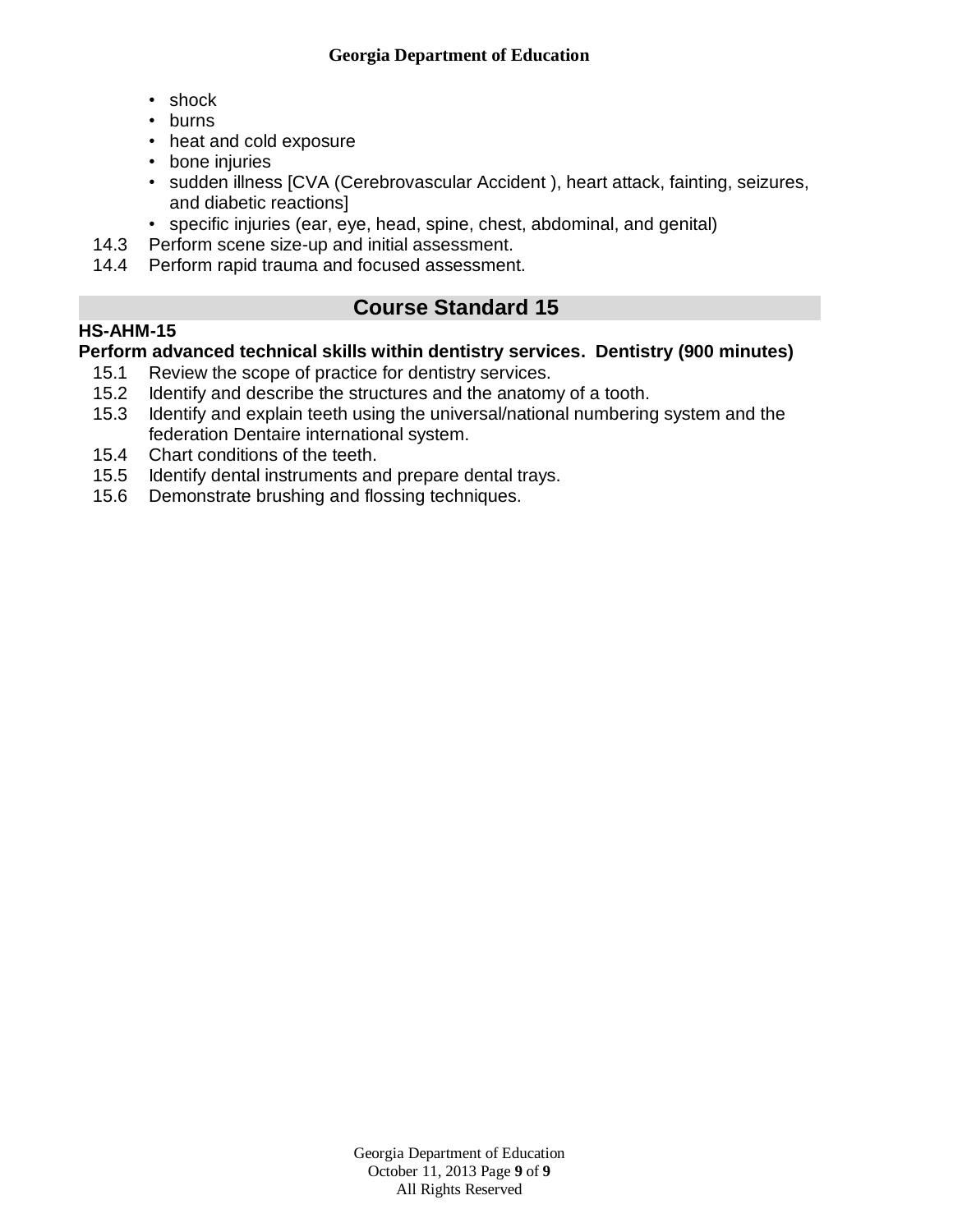- shock
- burns
- heat and cold exposure
- bone injuries
- sudden illness [CVA (Cerebrovascular Accident ), heart attack, fainting, seizures, and diabetic reactions]
- specific injuries (ear, eye, head, spine, chest, abdominal, and genital)

14.3 Perform scene size-up and initial assessment.

14.4 Perform rapid trauma and focused assessment.

## Course Standard 15

**HS-AHM-15**

**Perform advanced technical skills within dentistry services. Dentistry (900 minutes)**

15.1 Review the scope of practice for dentistry services.

15.2 Identify and describe the structures and the anatomy of a tooth.

15.3 Identify and explain teeth using the universal/national numbering system and the federation Dentaire international system.

15.4 Chart conditions of the teeth.

15.5 Identify dental instruments and prepare dental trays.

15.6 Demonstrate brushing and flossing techniques.